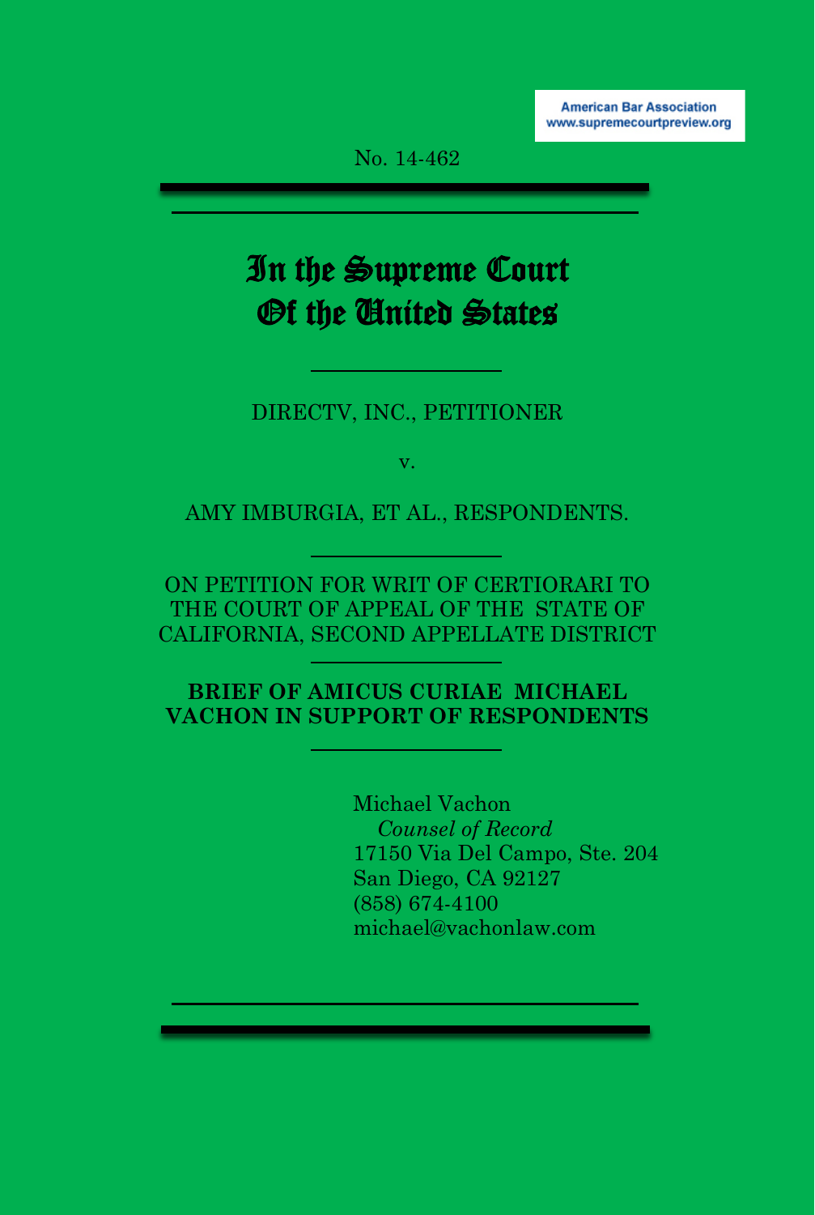American Bar Association
www.supremecourtpreview.org

No. 14-462

# In the Supreme Court Of the United States

DIRECTV, INC., PETITIONER

v.

AMY IMBURGIA, ET AL., RESPONDENTS.

ON PETITION FOR WRIT OF CERTIORARI TO THE COURT OF APPEAL OF THE STATE OF CALIFORNIA, SECOND APPELLATE DISTRICT

**BRIEF OF AMICUS CURIAE MICHAEL VACHON IN SUPPORT OF RESPONDENTS**

Michael Vachon
*Counsel of Record*
17150 Via Del Campo, Ste. 204
San Diego, CA 92127
(858) 674-4100
michael@vachonlaw.com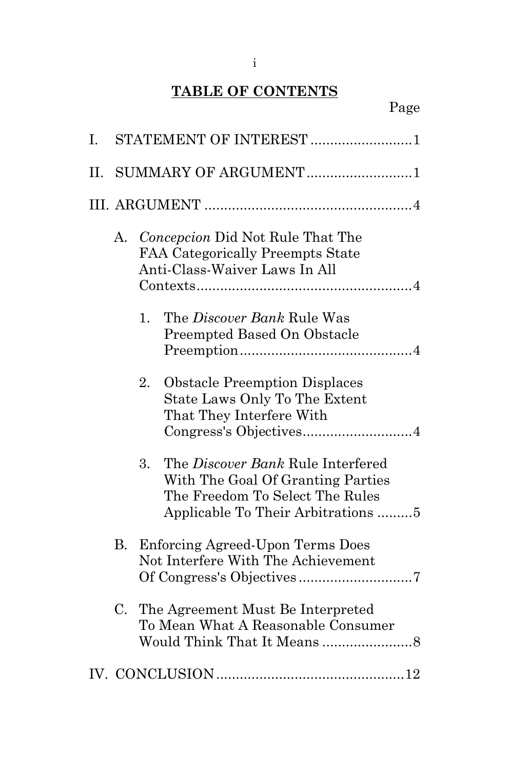# TABLE OF CONTENTS

Page

I. STATEMENT OF INTEREST .......................... 1

II. SUMMARY OF ARGUMENT ........................... 1

III. ARGUMENT ..................................................... 4

A. *Concepcion* Did Not Rule That The FAA Categorically Preempts State Anti-Class-Waiver Laws In All Contexts ...................................................... 4

1. The *Discover Bank* Rule Was Preempted Based On Obstacle Preemption ........................................... 4

2. Obstacle Preemption Displaces State Laws Only To The Extent That They Interfere With Congress's Objectives ............................ 4

3. The *Discover Bank* Rule Interfered With The Goal Of Granting Parties The Freedom To Select The Rules Applicable To Their Arbitrations ......... 5

B. Enforcing Agreed-Upon Terms Does Not Interfere With The Achievement Of Congress's Objectives ............................. 7

C. The Agreement Must Be Interpreted To Mean What A Reasonable Consumer Would Think That It Means ....................... 8

IV. CONCLUSION ................................................ 12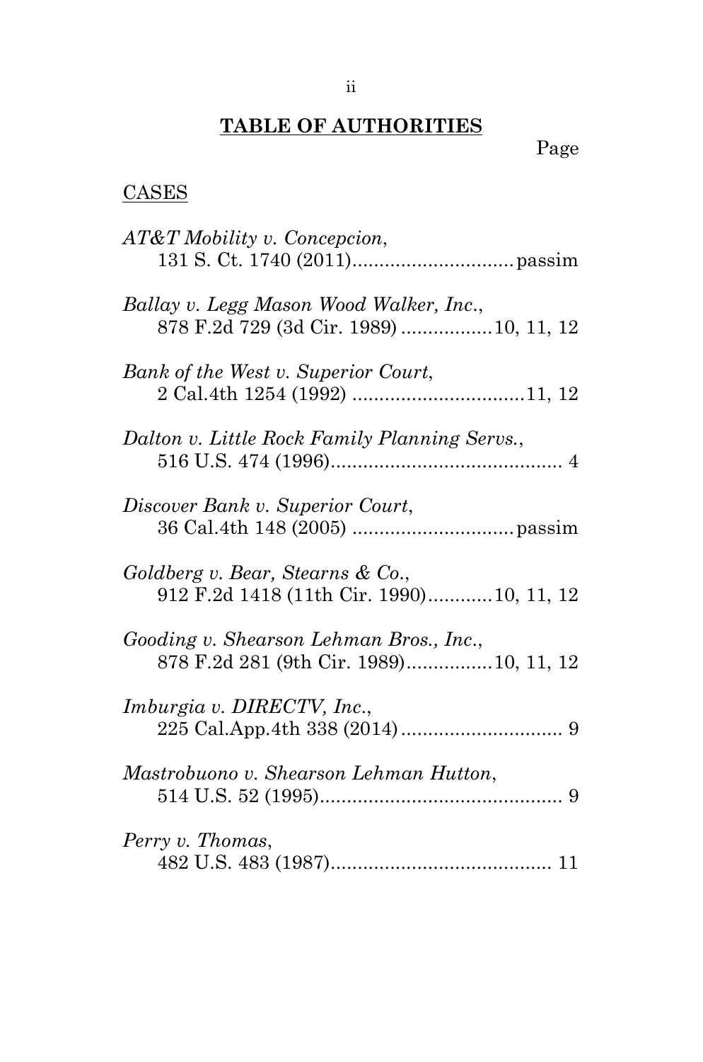# TABLE OF AUTHORITIES

Page

CASES

*AT&T Mobility v. Concepcion*,
131 S. Ct. 1740 (2011)..............................passim

*Ballay v. Legg Mason Wood Walker, Inc.*,
878 F.2d 729 (3d Cir. 1989) .................10, 11, 12

*Bank of the West v. Superior Court*,
2 Cal.4th 1254 (1992) ................................11, 12

*Dalton v. Little Rock Family Planning Servs.*,
516 U.S. 474 (1996)........................................... 4

*Discover Bank v. Superior Court*,
36 Cal.4th 148 (2005) ..............................passim

*Goldberg v. Bear, Stearns & Co.*,
912 F.2d 1418 (11th Cir. 1990)............10, 11, 12

*Gooding v. Shearson Lehman Bros., Inc.*,
878 F.2d 281 (9th Cir. 1989)................10, 11, 12

*Imburgia v. DIRECTV, Inc.*,
225 Cal.App.4th 338 (2014).............................. 9

*Mastrobuono v. Shearson Lehman Hutton*,
514 U.S. 52 (1995)............................................. 9

*Perry v. Thomas*,
482 U.S. 483 (1987)......................................... 11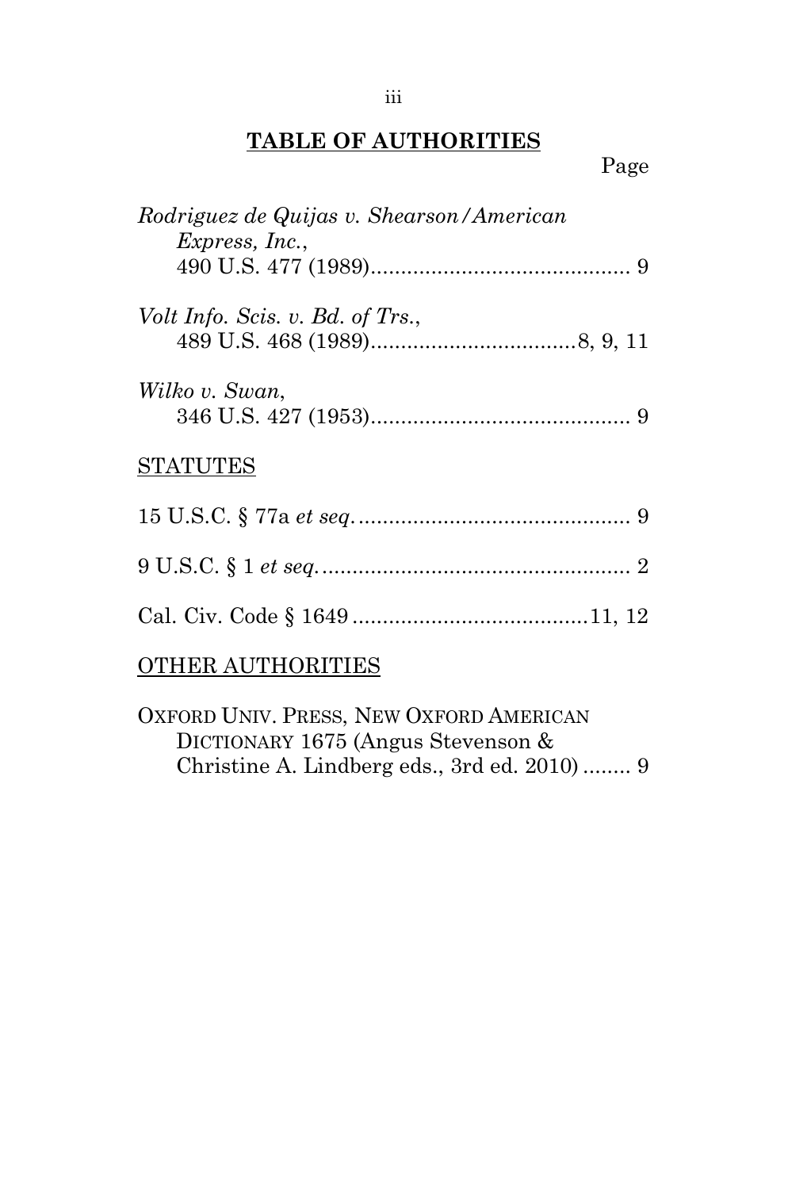## TABLE OF AUTHORITIES

Page

*Rodriguez de Quijas v. Shearson/American Express, Inc.*, 490 U.S. 477 (1989) .......... 9

*Volt Info. Scis. v. Bd. of Trs.*, 489 U.S. 468 (1989) .......... 8, 9, 11

*Wilko v. Swan*, 346 U.S. 427 (1953) .......... 9

STATUTES

15 U.S.C. § 77a *et seq*. .......... 9

9 U.S.C. § 1 *et seq.* .......... 2

Cal. Civ. Code § 1649 .......... 11, 12

OTHER AUTHORITIES

OXFORD UNIV. PRESS, NEW OXFORD AMERICAN DICTIONARY 1675 (Angus Stevenson & Christine A. Lindberg eds., 3rd ed. 2010) .......... 9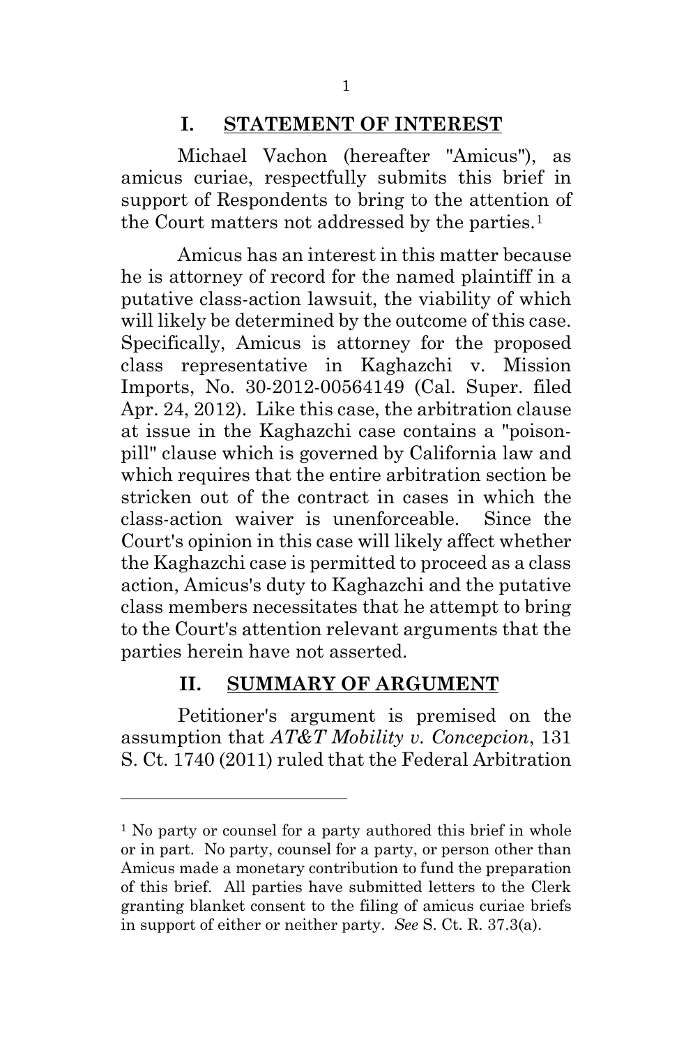## I. STATEMENT OF INTEREST

Michael Vachon (hereafter "Amicus"), as amicus curiae, respectfully submits this brief in support of Respondents to bring to the attention of the Court matters not addressed by the parties.[1]

Amicus has an interest in this matter because he is attorney of record for the named plaintiff in a putative class-action lawsuit, the viability of which will likely be determined by the outcome of this case. Specifically, Amicus is attorney for the proposed class representative in Kaghazchi v. Mission Imports, No. 30-2012-00564149 (Cal. Super. filed Apr. 24, 2012). Like this case, the arbitration clause at issue in the Kaghazchi case contains a "poison-pill" clause which is governed by California law and which requires that the entire arbitration section be stricken out of the contract in cases in which the class-action waiver is unenforceable. Since the Court's opinion in this case will likely affect whether the Kaghazchi case is permitted to proceed as a class action, Amicus's duty to Kaghazchi and the putative class members necessitates that he attempt to bring to the Court's attention relevant arguments that the parties herein have not asserted.

## II. SUMMARY OF ARGUMENT

Petitioner's argument is premised on the assumption that *AT&T Mobility v. Concepcion*, 131 S. Ct. 1740 (2011) ruled that the Federal Arbitration

---

[1] No party or counsel for a party authored this brief in whole or in part. No party, counsel for a party, or person other than Amicus made a monetary contribution to fund the preparation of this brief. All parties have submitted letters to the Clerk granting blanket consent to the filing of amicus curiae briefs in support of either or neither party. *See* S. Ct. R. 37.3(a).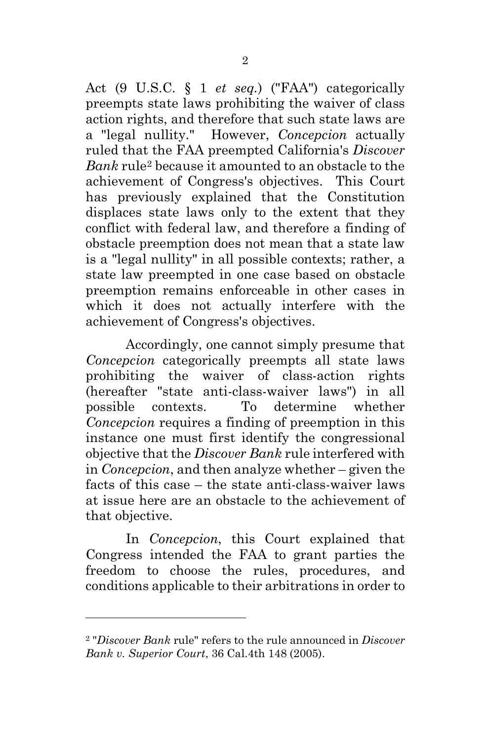Act (9 U.S.C. § 1 *et seq.*) ("FAA") categorically preempts state laws prohibiting the waiver of class action rights, and therefore that such state laws are a "legal nullity." However, *Concepcion* actually ruled that the FAA preempted California's *Discover Bank* rule[2] because it amounted to an obstacle to the achievement of Congress's objectives. This Court has previously explained that the Constitution displaces state laws only to the extent that they conflict with federal law, and therefore a finding of obstacle preemption does not mean that a state law is a "legal nullity" in all possible contexts; rather, a state law preempted in one case based on obstacle preemption remains enforceable in other cases in which it does not actually interfere with the achievement of Congress's objectives.

Accordingly, one cannot simply presume that *Concepcion* categorically preempts all state laws prohibiting the waiver of class-action rights (hereafter "state anti-class-waiver laws") in all possible contexts. To determine whether *Concepcion* requires a finding of preemption in this instance one must first identify the congressional objective that the *Discover Bank* rule interfered with in *Concepcion*, and then analyze whether – given the facts of this case – the state anti-class-waiver laws at issue here are an obstacle to the achievement of that objective.

In *Concepcion*, this Court explained that Congress intended the FAA to grant parties the freedom to choose the rules, procedures, and conditions applicable to their arbitrations in order to

---

[2] "*Discover Bank* rule" refers to the rule announced in *Discover Bank v. Superior Court*, 36 Cal.4th 148 (2005).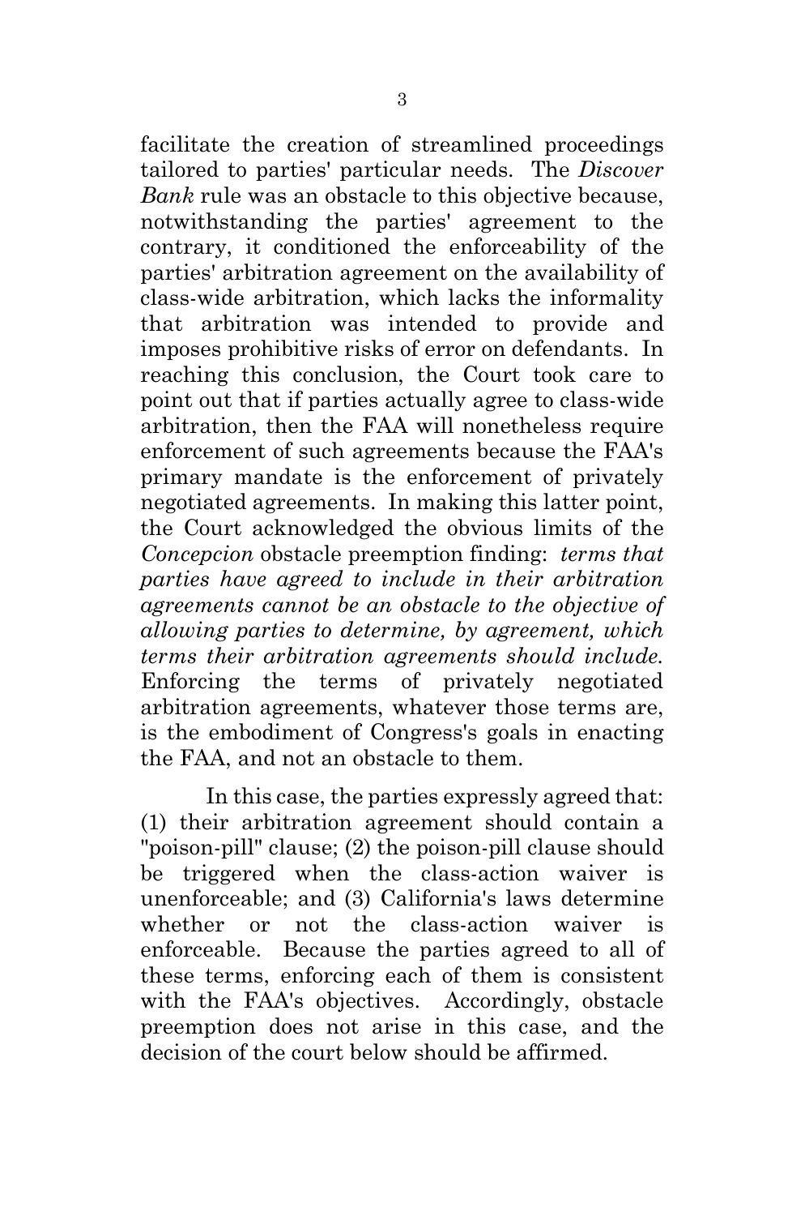facilitate the creation of streamlined proceedings tailored to parties' particular needs. The *Discover Bank* rule was an obstacle to this objective because, notwithstanding the parties' agreement to the contrary, it conditioned the enforceability of the parties' arbitration agreement on the availability of class-wide arbitration, which lacks the informality that arbitration was intended to provide and imposes prohibitive risks of error on defendants. In reaching this conclusion, the Court took care to point out that if parties actually agree to class-wide arbitration, then the FAA will nonetheless require enforcement of such agreements because the FAA's primary mandate is the enforcement of privately negotiated agreements. In making this latter point, the Court acknowledged the obvious limits of the *Concepcion* obstacle preemption finding: *terms that parties have agreed to include in their arbitration agreements cannot be an obstacle to the objective of allowing parties to determine, by agreement, which terms their arbitration agreements should include.* Enforcing the terms of privately negotiated arbitration agreements, whatever those terms are, is the embodiment of Congress's goals in enacting the FAA, and not an obstacle to them.

In this case, the parties expressly agreed that: (1) their arbitration agreement should contain a "poison-pill" clause; (2) the poison-pill clause should be triggered when the class-action waiver is unenforceable; and (3) California's laws determine whether or not the class-action waiver is enforceable. Because the parties agreed to all of these terms, enforcing each of them is consistent with the FAA's objectives. Accordingly, obstacle preemption does not arise in this case, and the decision of the court below should be affirmed.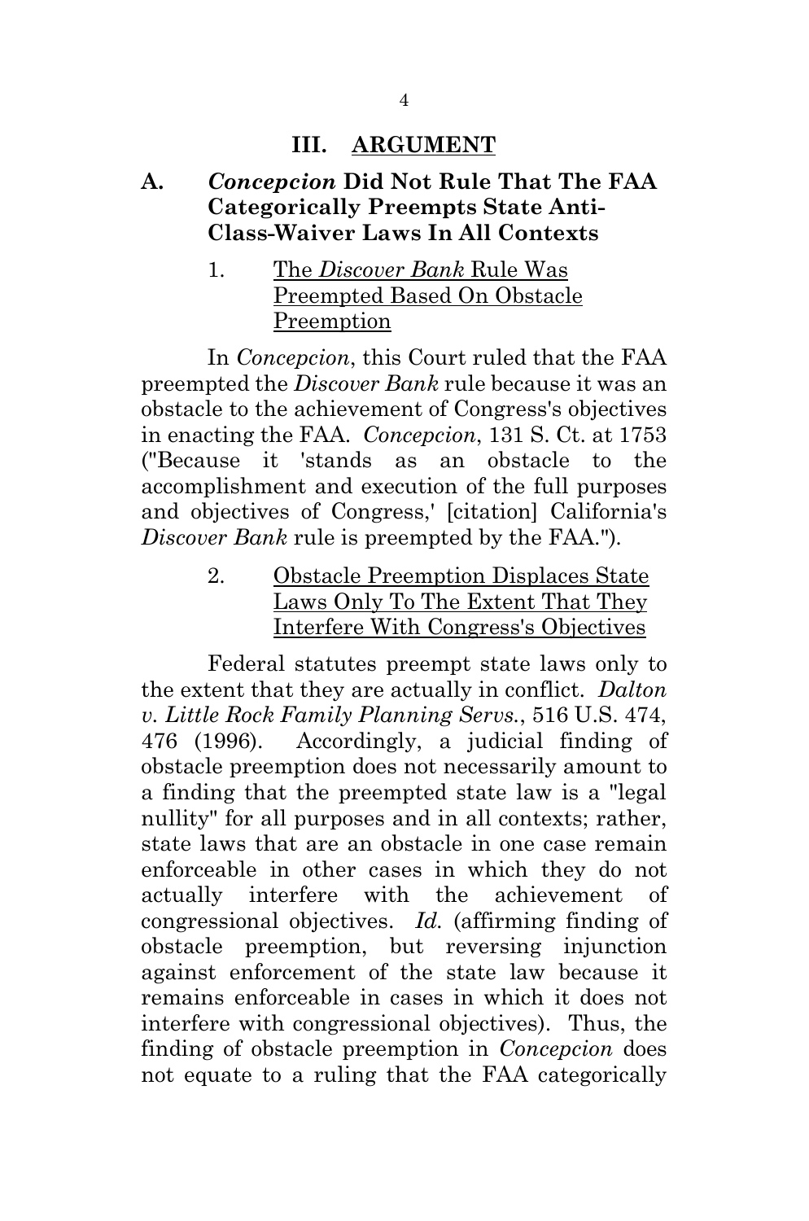## III. ARGUMENT

### A. *Concepcion* Did Not Rule That The FAA Categorically Preempts State Anti-Class-Waiver Laws In All Contexts

#### 1. The *Discover Bank* Rule Was Preempted Based On Obstacle Preemption

In *Concepcion*, this Court ruled that the FAA preempted the *Discover Bank* rule because it was an obstacle to the achievement of Congress's objectives in enacting the FAA. *Concepcion*, 131 S. Ct. at 1753 ("Because it 'stands as an obstacle to the accomplishment and execution of the full purposes and objectives of Congress,' [citation] California's *Discover Bank* rule is preempted by the FAA.").

#### 2. Obstacle Preemption Displaces State Laws Only To The Extent That They Interfere With Congress's Objectives

Federal statutes preempt state laws only to the extent that they are actually in conflict. *Dalton v. Little Rock Family Planning Servs.*, 516 U.S. 474, 476 (1996). Accordingly, a judicial finding of obstacle preemption does not necessarily amount to a finding that the preempted state law is a "legal nullity" for all purposes and in all contexts; rather, state laws that are an obstacle in one case remain enforceable in other cases in which they do not actually interfere with the achievement of congressional objectives. *Id.* (affirming finding of obstacle preemption, but reversing injunction against enforcement of the state law because it remains enforceable in cases in which it does not interfere with congressional objectives). Thus, the finding of obstacle preemption in *Concepcion* does not equate to a ruling that the FAA categorically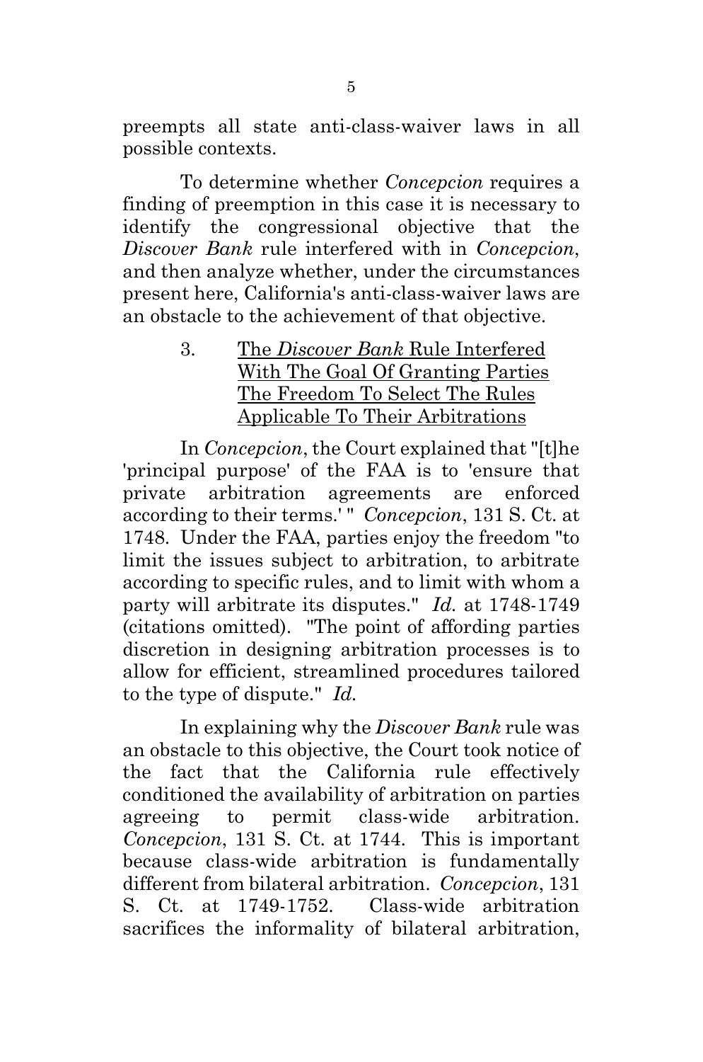preempts all state anti-class-waiver laws in all possible contexts.

To determine whether *Concepcion* requires a finding of preemption in this case it is necessary to identify the congressional objective that the *Discover Bank* rule interfered with in *Concepcion*, and then analyze whether, under the circumstances present here, California's anti-class-waiver laws are an obstacle to the achievement of that objective.

### 3. The *Discover Bank* Rule Interfered With The Goal Of Granting Parties The Freedom To Select The Rules Applicable To Their Arbitrations

In *Concepcion*, the Court explained that "[t]he 'principal purpose' of the FAA is to 'ensure that private arbitration agreements are enforced according to their terms.' " *Concepcion*, 131 S. Ct. at 1748. Under the FAA, parties enjoy the freedom "to limit the issues subject to arbitration, to arbitrate according to specific rules, and to limit with whom a party will arbitrate its disputes." *Id.* at 1748-1749 (citations omitted). "The point of affording parties discretion in designing arbitration processes is to allow for efficient, streamlined procedures tailored to the type of dispute." *Id.*

In explaining why the *Discover Bank* rule was an obstacle to this objective, the Court took notice of the fact that the California rule effectively conditioned the availability of arbitration on parties agreeing to permit class-wide arbitration. *Concepcion*, 131 S. Ct. at 1744. This is important because class-wide arbitration is fundamentally different from bilateral arbitration. *Concepcion*, 131 S. Ct. at 1749-1752. Class-wide arbitration sacrifices the informality of bilateral arbitration,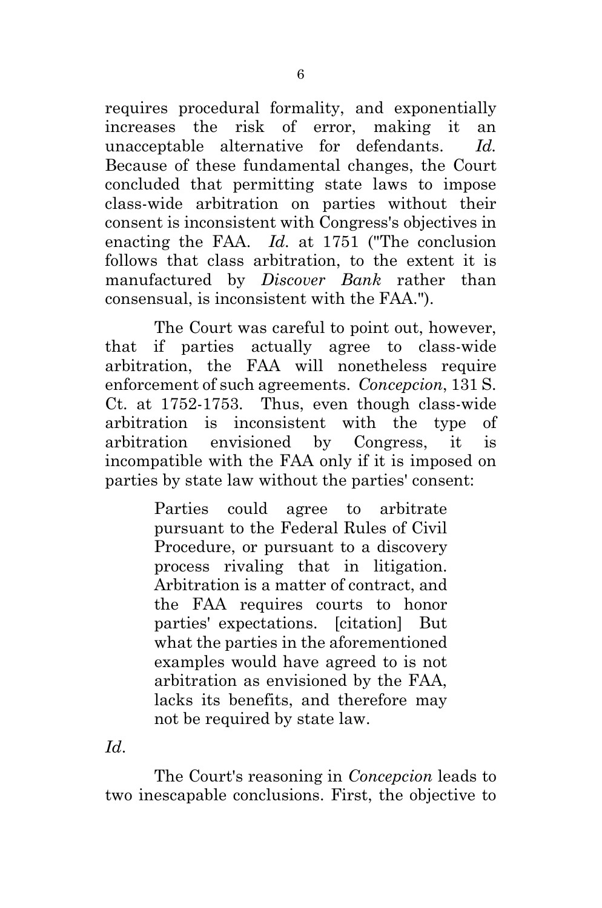requires procedural formality, and exponentially increases the risk of error, making it an unacceptable alternative for defendants. *Id.* Because of these fundamental changes, the Court concluded that permitting state laws to impose class-wide arbitration on parties without their consent is inconsistent with Congress's objectives in enacting the FAA. *Id.* at 1751 ("The conclusion follows that class arbitration, to the extent it is manufactured by *Discover Bank* rather than consensual, is inconsistent with the FAA.").

The Court was careful to point out, however, that if parties actually agree to class-wide arbitration, the FAA will nonetheless require enforcement of such agreements. *Concepcion*, 131 S. Ct. at 1752-1753. Thus, even though class-wide arbitration is inconsistent with the type of arbitration envisioned by Congress, it is incompatible with the FAA only if it is imposed on parties by state law without the parties' consent:

> Parties could agree to arbitrate pursuant to the Federal Rules of Civil Procedure, or pursuant to a discovery process rivaling that in litigation. Arbitration is a matter of contract, and the FAA requires courts to honor parties' expectations. [citation] But what the parties in the aforementioned examples would have agreed to is not arbitration as envisioned by the FAA, lacks its benefits, and therefore may not be required by state law.

*Id*.

The Court's reasoning in *Concepcion* leads to two inescapable conclusions. First, the objective to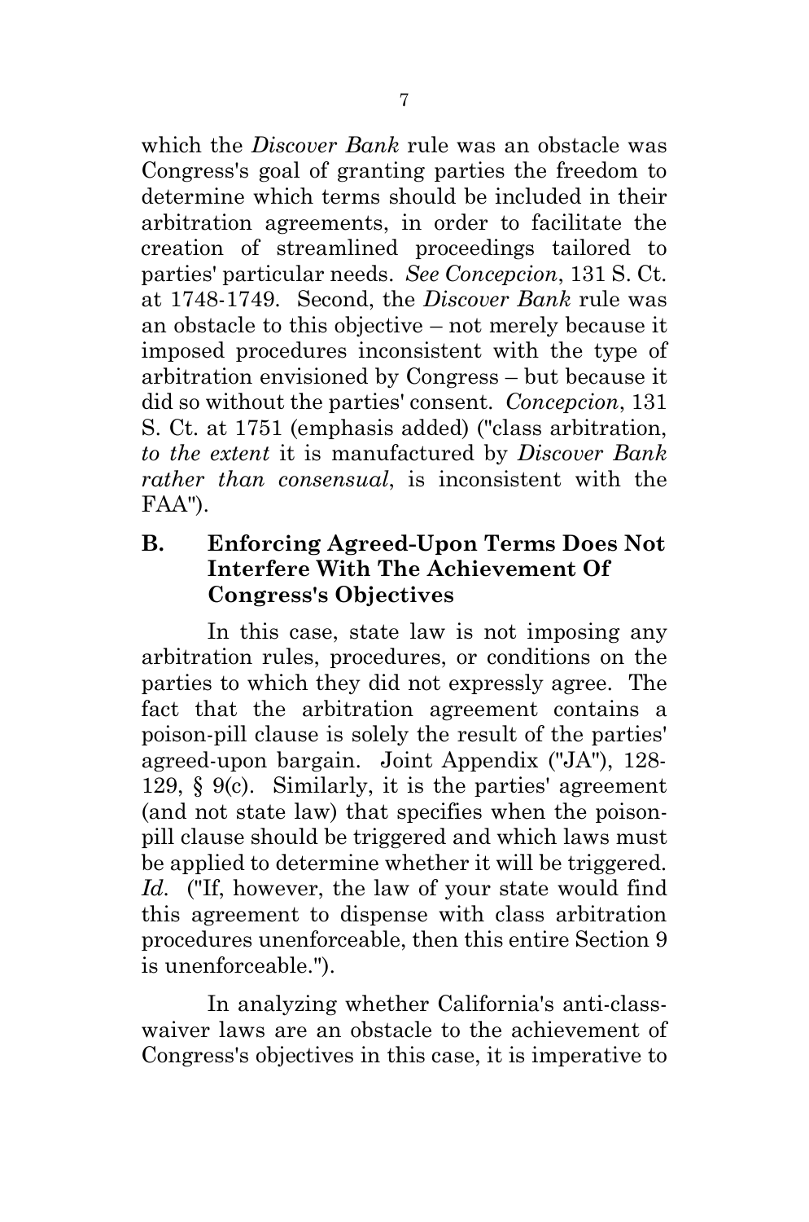which the *Discover Bank* rule was an obstacle was Congress's goal of granting parties the freedom to determine which terms should be included in their arbitration agreements, in order to facilitate the creation of streamlined proceedings tailored to parties' particular needs. *See Concepcion*, 131 S. Ct. at 1748-1749. Second, the *Discover Bank* rule was an obstacle to this objective – not merely because it imposed procedures inconsistent with the type of arbitration envisioned by Congress – but because it did so without the parties' consent. *Concepcion*, 131 S. Ct. at 1751 (emphasis added) ("class arbitration, *to the extent* it is manufactured by *Discover Bank rather than consensual*, is inconsistent with the FAA").

### B. Enforcing Agreed-Upon Terms Does Not Interfere With The Achievement Of Congress's Objectives

In this case, state law is not imposing any arbitration rules, procedures, or conditions on the parties to which they did not expressly agree. The fact that the arbitration agreement contains a poison-pill clause is solely the result of the parties' agreed-upon bargain. Joint Appendix ("JA"), 128-129, § 9(c). Similarly, it is the parties' agreement (and not state law) that specifies when the poison-pill clause should be triggered and which laws must be applied to determine whether it will be triggered. *Id.* ("If, however, the law of your state would find this agreement to dispense with class arbitration procedures unenforceable, then this entire Section 9 is unenforceable.").

In analyzing whether California's anti-class-waiver laws are an obstacle to the achievement of Congress's objectives in this case, it is imperative to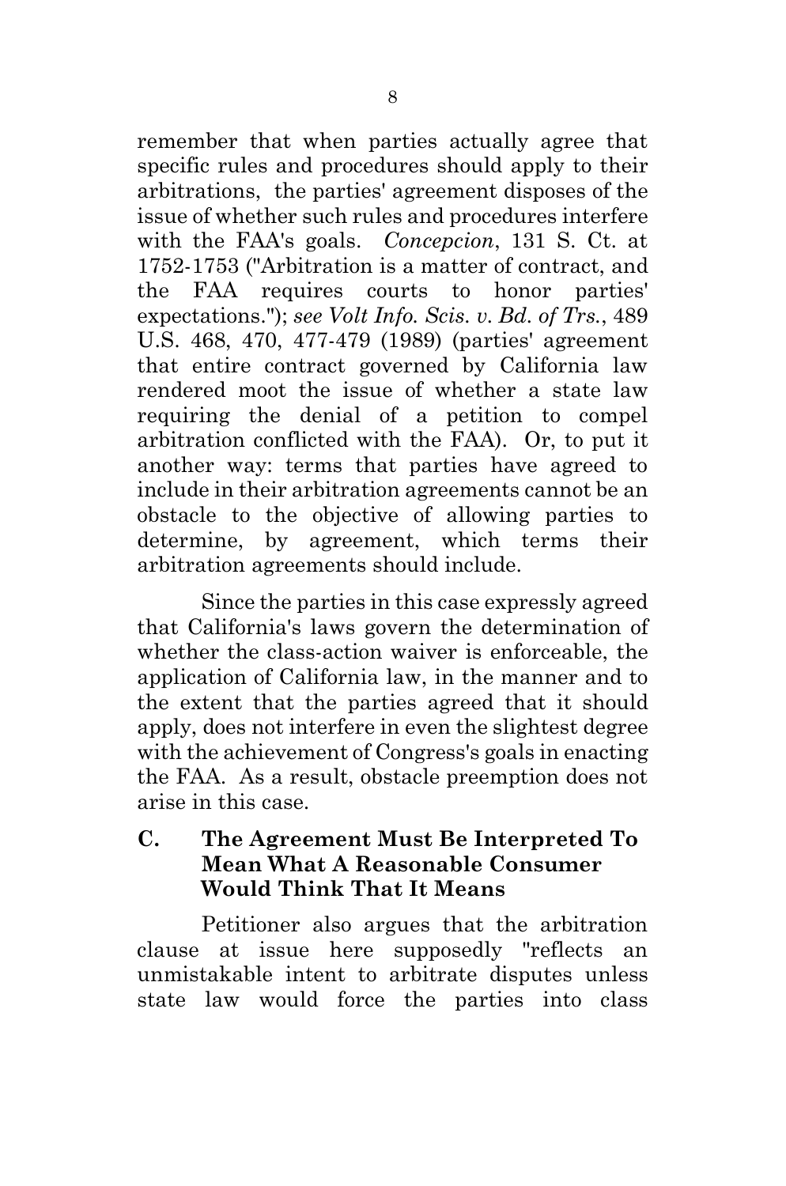remember that when parties actually agree that specific rules and procedures should apply to their arbitrations, the parties' agreement disposes of the issue of whether such rules and procedures interfere with the FAA's goals. *Concepcion*, 131 S. Ct. at 1752-1753 ("Arbitration is a matter of contract, and the FAA requires courts to honor parties' expectations."); *see Volt Info. Scis. v. Bd. of Trs.*, 489 U.S. 468, 470, 477-479 (1989) (parties' agreement that entire contract governed by California law rendered moot the issue of whether a state law requiring the denial of a petition to compel arbitration conflicted with the FAA). Or, to put it another way: terms that parties have agreed to include in their arbitration agreements cannot be an obstacle to the objective of allowing parties to determine, by agreement, which terms their arbitration agreements should include.

Since the parties in this case expressly agreed that California's laws govern the determination of whether the class-action waiver is enforceable, the application of California law, in the manner and to the extent that the parties agreed that it should apply, does not interfere in even the slightest degree with the achievement of Congress's goals in enacting the FAA. As a result, obstacle preemption does not arise in this case.

### C. The Agreement Must Be Interpreted To Mean What A Reasonable Consumer Would Think That It Means

Petitioner also argues that the arbitration clause at issue here supposedly "reflects an unmistakable intent to arbitrate disputes unless state law would force the parties into class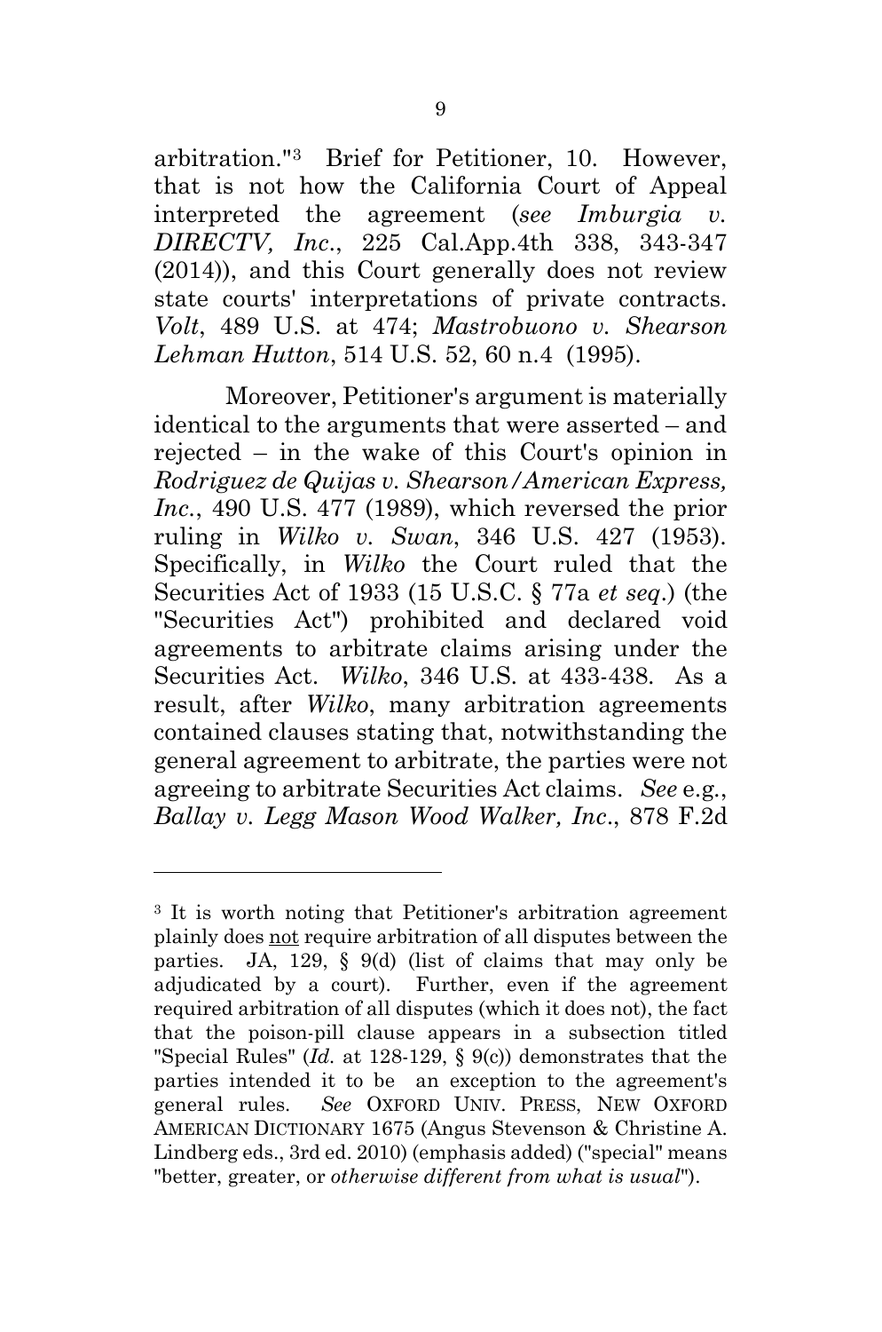arbitration."[3] Brief for Petitioner, 10. However, that is not how the California Court of Appeal interpreted the agreement (*see Imburgia v. DIRECTV, Inc*., 225 Cal.App.4th 338, 343-347 (2014)), and this Court generally does not review state courts' interpretations of private contracts. *Volt*, 489 U.S. at 474; *Mastrobuono v. Shearson Lehman Hutton*, 514 U.S. 52, 60 n.4 (1995).

Moreover, Petitioner's argument is materially identical to the arguments that were asserted – and rejected – in the wake of this Court's opinion in *Rodriguez de Quijas v. Shearson/American Express, Inc.*, 490 U.S. 477 (1989), which reversed the prior ruling in *Wilko v. Swan*, 346 U.S. 427 (1953). Specifically, in *Wilko* the Court ruled that the Securities Act of 1933 (15 U.S.C. § 77a *et seq*.) (the "Securities Act") prohibited and declared void agreements to arbitrate claims arising under the Securities Act. *Wilko*, 346 U.S. at 433-438. As a result, after *Wilko*, many arbitration agreements contained clauses stating that, notwithstanding the general agreement to arbitrate, the parties were not agreeing to arbitrate Securities Act claims. *See* e.g., *Ballay v. Legg Mason Wood Walker, Inc*., 878 F.2d

---

[3] It is worth noting that Petitioner's arbitration agreement plainly does <u>not</u> require arbitration of all disputes between the parties. JA, 129, § 9(d) (list of claims that may only be adjudicated by a court). Further, even if the agreement required arbitration of all disputes (which it does not), the fact that the poison-pill clause appears in a subsection titled "Special Rules" (*Id.* at 128-129, § 9(c)) demonstrates that the parties intended it to be an exception to the agreement's general rules. *See* OXFORD UNIV. PRESS, NEW OXFORD AMERICAN DICTIONARY 1675 (Angus Stevenson & Christine A. Lindberg eds., 3rd ed. 2010) (emphasis added) ("special" means "better, greater, or *otherwise different from what is usual*").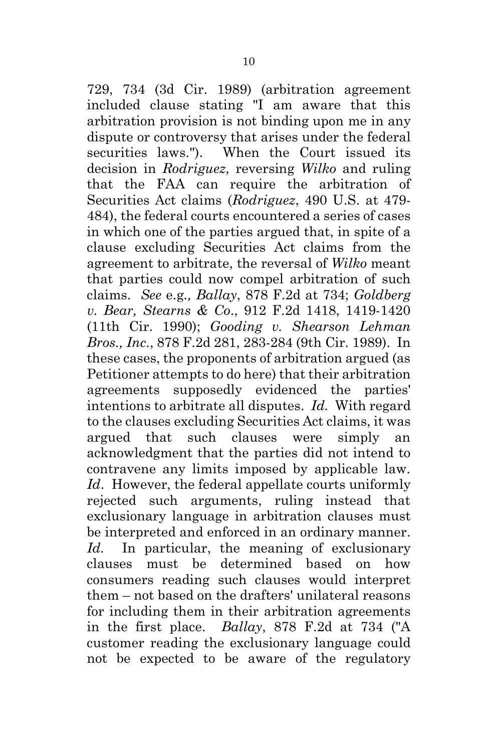729, 734 (3d Cir. 1989) (arbitration agreement included clause stating "I am aware that this arbitration provision is not binding upon me in any dispute or controversy that arises under the federal securities laws."). When the Court issued its decision in *Rodriguez*, reversing *Wilko* and ruling that the FAA can require the arbitration of Securities Act claims (*Rodriguez*, 490 U.S. at 479-484), the federal courts encountered a series of cases in which one of the parties argued that, in spite of a clause excluding Securities Act claims from the agreement to arbitrate, the reversal of *Wilko* meant that parties could now compel arbitration of such claims. *See* e.g.*, Ballay*, 878 F.2d at 734; *Goldberg v. Bear, Stearns & Co*., 912 F.2d 1418, 1419-1420 (11th Cir. 1990); *Gooding v. Shearson Lehman Bros., Inc*., 878 F.2d 281, 283-284 (9th Cir. 1989). In these cases, the proponents of arbitration argued (as Petitioner attempts to do here) that their arbitration agreements supposedly evidenced the parties' intentions to arbitrate all disputes. *Id.* With regard to the clauses excluding Securities Act claims, it was argued that such clauses were simply an acknowledgment that the parties did not intend to contravene any limits imposed by applicable law. *Id*. However, the federal appellate courts uniformly rejected such arguments, ruling instead that exclusionary language in arbitration clauses must be interpreted and enforced in an ordinary manner. *Id.* In particular, the meaning of exclusionary clauses must be determined based on how consumers reading such clauses would interpret them – not based on the drafters' unilateral reasons for including them in their arbitration agreements in the first place. *Ballay*, 878 F.2d at 734 ("A customer reading the exclusionary language could not be expected to be aware of the regulatory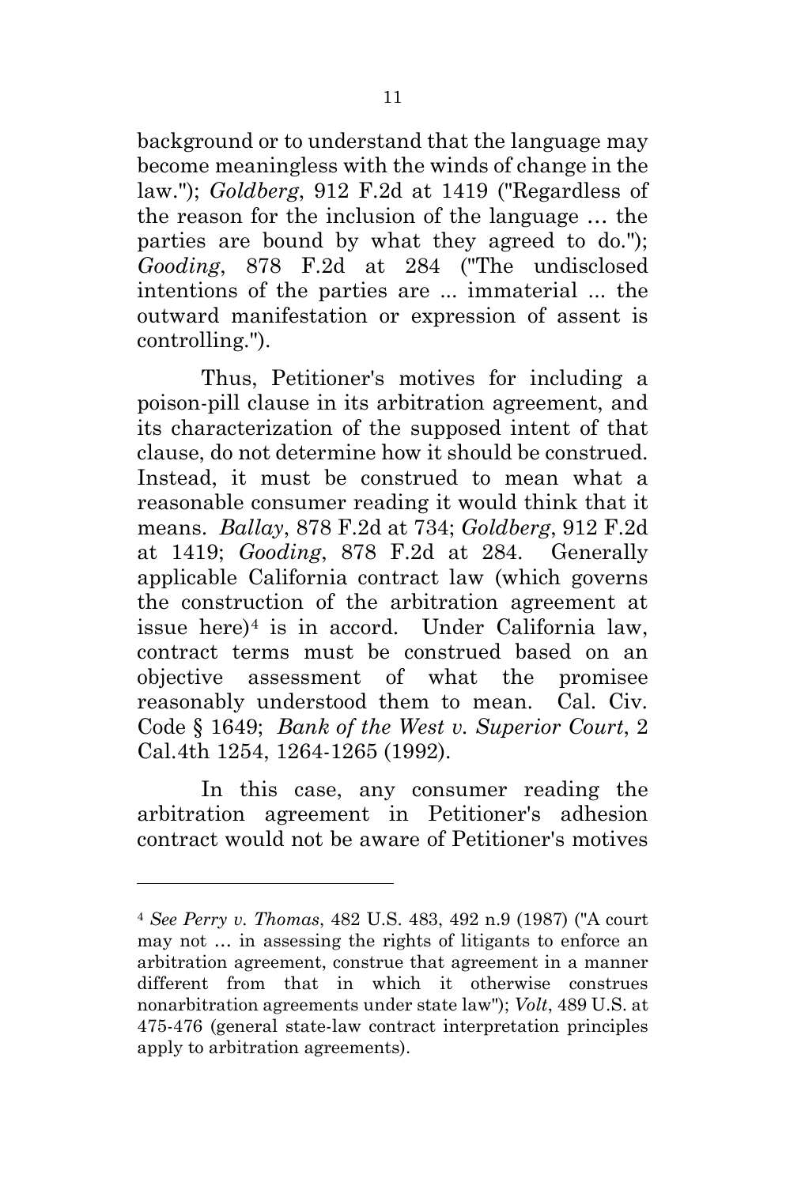background or to understand that the language may become meaningless with the winds of change in the law."); *Goldberg*, 912 F.2d at 1419 ("Regardless of the reason for the inclusion of the language … the parties are bound by what they agreed to do."); *Gooding*, 878 F.2d at 284 ("The undisclosed intentions of the parties are ... immaterial ... the outward manifestation or expression of assent is controlling.").

Thus, Petitioner's motives for including a poison-pill clause in its arbitration agreement, and its characterization of the supposed intent of that clause, do not determine how it should be construed. Instead, it must be construed to mean what a reasonable consumer reading it would think that it means. *Ballay*, 878 F.2d at 734; *Goldberg*, 912 F.2d at 1419; *Gooding*, 878 F.2d at 284. Generally applicable California contract law (which governs the construction of the arbitration agreement at issue here)[4] is in accord. Under California law, contract terms must be construed based on an objective assessment of what the promisee reasonably understood them to mean. Cal. Civ. Code § 1649; *Bank of the West v. Superior Court*, 2 Cal.4th 1254, 1264-1265 (1992).

In this case, any consumer reading the arbitration agreement in Petitioner's adhesion contract would not be aware of Petitioner's motives

---

[4] *See Perry v. Thomas*, 482 U.S. 483, 492 n.9 (1987) ("A court may not … in assessing the rights of litigants to enforce an arbitration agreement, construe that agreement in a manner different from that in which it otherwise construes nonarbitration agreements under state law"); *Volt*, 489 U.S. at 475-476 (general state-law contract interpretation principles apply to arbitration agreements).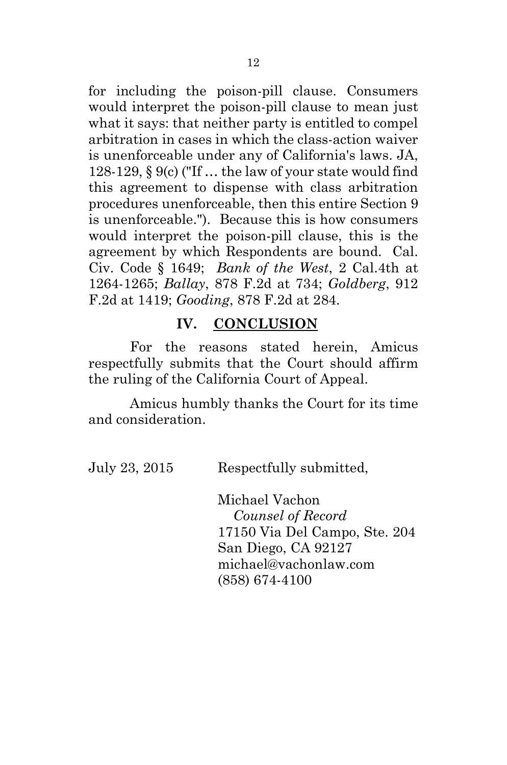for including the poison-pill clause. Consumers would interpret the poison-pill clause to mean just what it says: that neither party is entitled to compel arbitration in cases in which the class-action waiver is unenforceable under any of California's laws. JA, 128-129, § 9(c) ("If … the law of your state would find this agreement to dispense with class arbitration procedures unenforceable, then this entire Section 9 is unenforceable."). Because this is how consumers would interpret the poison-pill clause, this is the agreement by which Respondents are bound. Cal. Civ. Code § 1649; *Bank of the West*, 2 Cal.4th at 1264-1265; *Ballay*, 878 F.2d at 734; *Goldberg*, 912 F.2d at 1419; *Gooding*, 878 F.2d at 284.

## IV. CONCLUSION

For the reasons stated herein, Amicus respectfully submits that the Court should affirm the ruling of the California Court of Appeal.

Amicus humbly thanks the Court for its time and consideration.

July 23, 2015 Respectfully submitted,

Michael Vachon
*Counsel of Record*
17150 Via Del Campo, Ste. 204
San Diego, CA 92127
michael@vachonlaw.com
(858) 674-4100